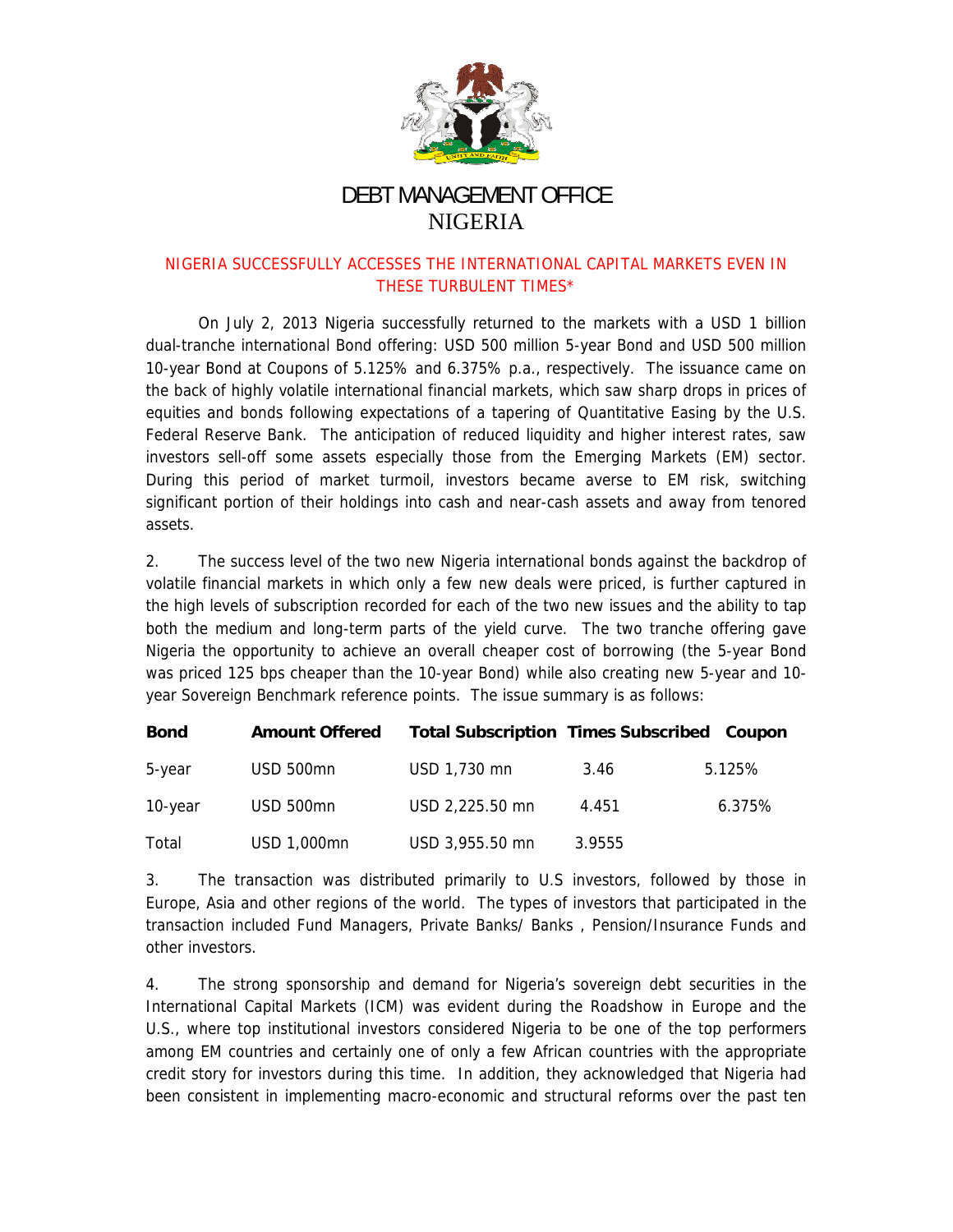# DEBT MANAGEMENT OFFICE
# NIGERIA

## NIGERIA SUCCESSFULLY ACCESSES THE INTERNATIONAL CAPITAL MARKETS EVEN IN THESE TURBULENT TIMES*

On July 2, 2013 Nigeria successfully returned to the markets with a USD 1 billion dual-tranche international Bond offering: USD 500 million 5-year Bond and USD 500 million 10-year Bond at Coupons of 5.125% and 6.375% p.a., respectively. The issuance came on the back of highly volatile international financial markets, which saw sharp drops in prices of equities and bonds following expectations of a tapering of Quantitative Easing by the U.S. Federal Reserve Bank. The anticipation of reduced liquidity and higher interest rates, saw investors sell-off some assets especially those from the Emerging Markets (EM) sector. During this period of market turmoil, investors became averse to EM risk, switching significant portion of their holdings into cash and near-cash assets and away from tenored assets.

2. The success level of the two new Nigeria international bonds against the backdrop of volatile financial markets in which only a few new deals were priced, is further captured in the high levels of subscription recorded for each of the two new issues and the ability to tap both the medium and long-term parts of the yield curve. The two tranche offering gave Nigeria the opportunity to achieve an overall cheaper cost of borrowing (the 5-year Bond was priced 125 bps cheaper than the 10-year Bond) while also creating new 5-year and 10-year Sovereign Benchmark reference points. The issue summary is as follows:

| Bond | Amount Offered | Total Subscription | Times Subscribed | Coupon |
|---|---|---|---|---|
| 5-year | USD 500mn | USD 1,730 mn | 3.46 | 5.125% |
| 10-year | USD 500mn | USD 2,225.50 mn | 4.451 | 6.375% |
| Total | USD 1,000mn | USD 3,955.50 mn | 3.9555 | |

3. The transaction was distributed primarily to U.S investors, followed by those in Europe, Asia and other regions of the world. The types of investors that participated in the transaction included Fund Managers, Private Banks/ Banks , Pension/Insurance Funds and other investors.

4. The strong sponsorship and demand for Nigeria's sovereign debt securities in the International Capital Markets (ICM) was evident during the Roadshow in Europe and the U.S., where top institutional investors considered Nigeria to be one of the top performers among EM countries and certainly one of only a few African countries with the appropriate credit story for investors during this time. In addition, they acknowledged that Nigeria had been consistent in implementing macro-economic and structural reforms over the past ten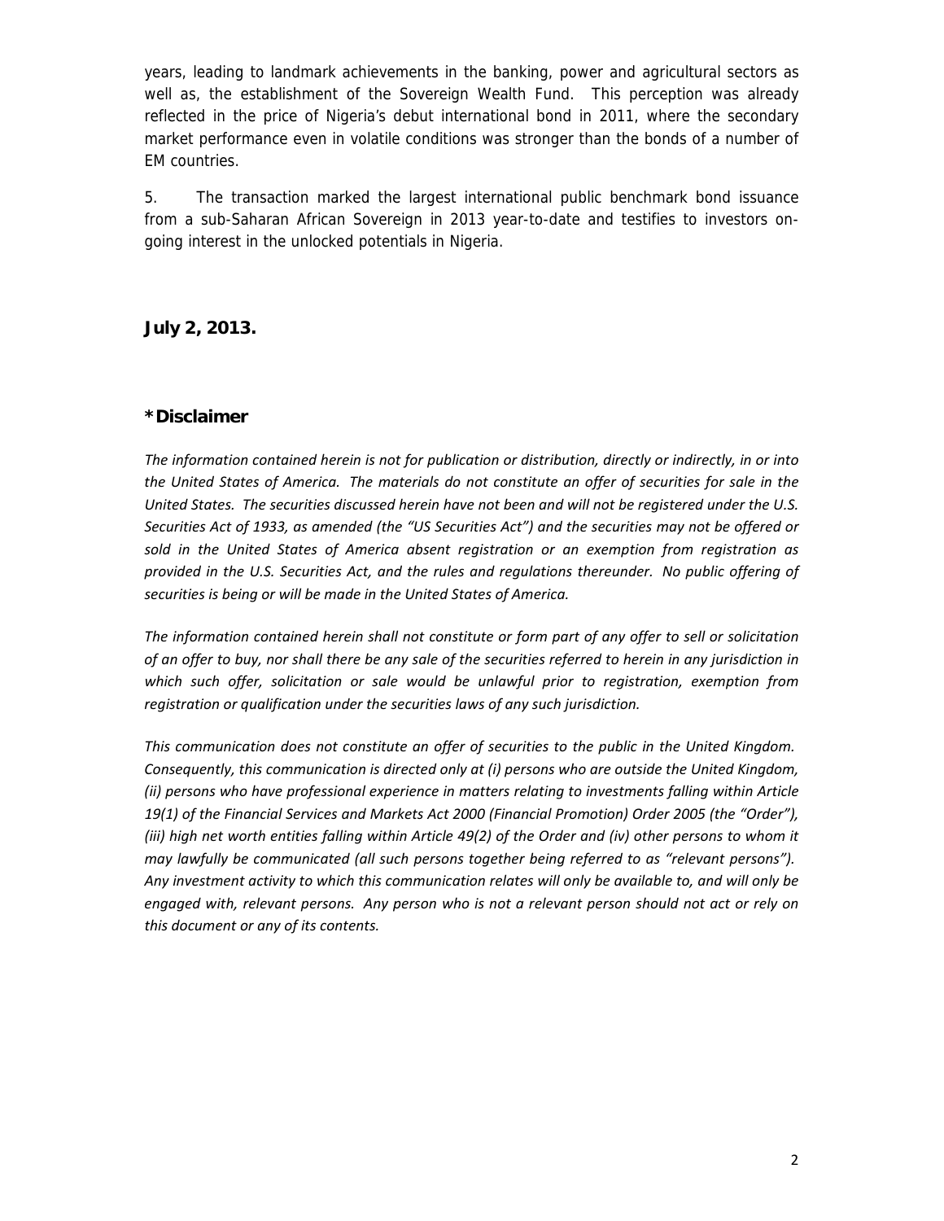years, leading to landmark achievements in the banking, power and agricultural sectors as well as, the establishment of the Sovereign Wealth Fund. This perception was already reflected in the price of Nigeria's debut international bond in 2011, where the secondary market performance even in volatile conditions was stronger than the bonds of a number of EM countries.

5. The transaction marked the largest international public benchmark bond issuance from a sub-Saharan African Sovereign in 2013 year-to-date and testifies to investors on-going interest in the unlocked potentials in Nigeria.

**July 2, 2013.**

## *Disclaimer

*The information contained herein is not for publication or distribution, directly or indirectly, in or into the United States of America. The materials do not constitute an offer of securities for sale in the United States. The securities discussed herein have not been and will not be registered under the U.S. Securities Act of 1933, as amended (the "US Securities Act") and the securities may not be offered or sold in the United States of America absent registration or an exemption from registration as provided in the U.S. Securities Act, and the rules and regulations thereunder. No public offering of securities is being or will be made in the United States of America.*

*The information contained herein shall not constitute or form part of any offer to sell or solicitation of an offer to buy, nor shall there be any sale of the securities referred to herein in any jurisdiction in which such offer, solicitation or sale would be unlawful prior to registration, exemption from registration or qualification under the securities laws of any such jurisdiction.*

*This communication does not constitute an offer of securities to the public in the United Kingdom. Consequently, this communication is directed only at (i) persons who are outside the United Kingdom, (ii) persons who have professional experience in matters relating to investments falling within Article 19(1) of the Financial Services and Markets Act 2000 (Financial Promotion) Order 2005 (the "Order"), (iii) high net worth entities falling within Article 49(2) of the Order and (iv) other persons to whom it may lawfully be communicated (all such persons together being referred to as "relevant persons"). Any investment activity to which this communication relates will only be available to, and will only be engaged with, relevant persons. Any person who is not a relevant person should not act or rely on this document or any of its contents.*